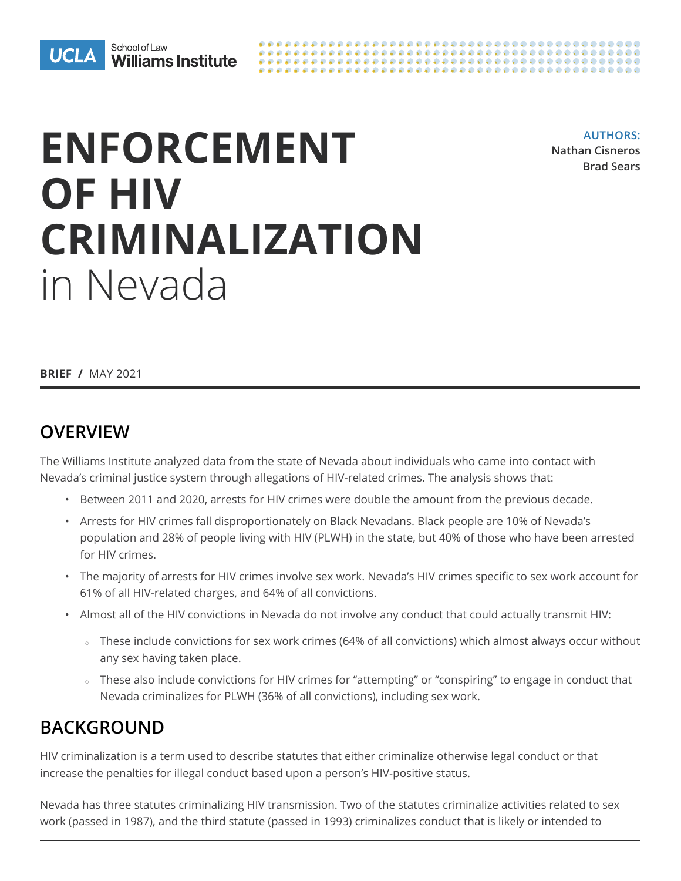UCLA School of Law Williams Institute

# ENFORCEMENT OF HIV CRIMINALIZATION in Nevada

**AUTHORS:**
Nathan Cisneros
Brad Sears

**BRIEF** / MAY 2021

## OVERVIEW

The Williams Institute analyzed data from the state of Nevada about individuals who came into contact with Nevada's criminal justice system through allegations of HIV-related crimes. The analysis shows that:

- Between 2011 and 2020, arrests for HIV crimes were double the amount from the previous decade.
- Arrests for HIV crimes fall disproportionately on Black Nevadans. Black people are 10% of Nevada's population and 28% of people living with HIV (PLWH) in the state, but 40% of those who have been arrested for HIV crimes.
- The majority of arrests for HIV crimes involve sex work. Nevada's HIV crimes specific to sex work account for 61% of all HIV-related charges, and 64% of all convictions.
- Almost all of the HIV convictions in Nevada do not involve any conduct that could actually transmit HIV:
  - These include convictions for sex work crimes (64% of all convictions) which almost always occur without any sex having taken place.
  - These also include convictions for HIV crimes for "attempting" or "conspiring" to engage in conduct that Nevada criminalizes for PLWH (36% of all convictions), including sex work.

## BACKGROUND

HIV criminalization is a term used to describe statutes that either criminalize otherwise legal conduct or that increase the penalties for illegal conduct based upon a person's HIV-positive status.

Nevada has three statutes criminalizing HIV transmission. Two of the statutes criminalize activities related to sex work (passed in 1987), and the third statute (passed in 1993) criminalizes conduct that is likely or intended to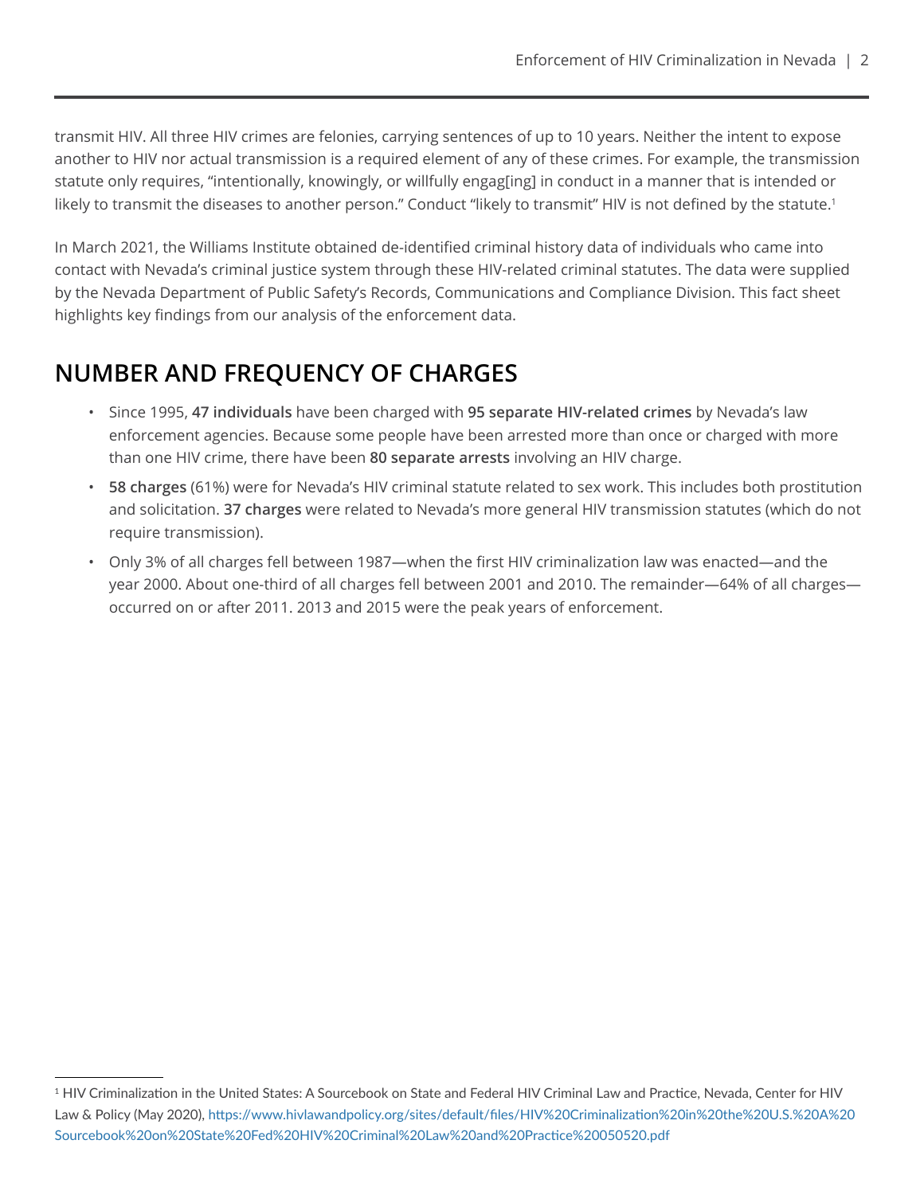transmit HIV. All three HIV crimes are felonies, carrying sentences of up to 10 years. Neither the intent to expose another to HIV nor actual transmission is a required element of any of these crimes. For example, the transmission statute only requires, "intentionally, knowingly, or willfully engag[ing] in conduct in a manner that is intended or likely to transmit the diseases to another person." Conduct "likely to transmit" HIV is not defined by the statute.[1]

In March 2021, the Williams Institute obtained de-identified criminal history data of individuals who came into contact with Nevada's criminal justice system through these HIV-related criminal statutes. The data were supplied by the Nevada Department of Public Safety's Records, Communications and Compliance Division. This fact sheet highlights key findings from our analysis of the enforcement data.

## NUMBER AND FREQUENCY OF CHARGES

- Since 1995, **47 individuals** have been charged with **95 separate HIV-related crimes** by Nevada's law enforcement agencies. Because some people have been arrested more than once or charged with more than one HIV crime, there have been **80 separate arrests** involving an HIV charge.
- **58 charges** (61%) were for Nevada's HIV criminal statute related to sex work. This includes both prostitution and solicitation. **37 charges** were related to Nevada's more general HIV transmission statutes (which do not require transmission).
- Only 3% of all charges fell between 1987—when the first HIV criminalization law was enacted—and the year 2000. About one-third of all charges fell between 2001 and 2010. The remainder—64% of all charges—occurred on or after 2011. 2013 and 2015 were the peak years of enforcement.

---

[1] HIV Criminalization in the United States: A Sourcebook on State and Federal HIV Criminal Law and Practice, Nevada, Center for HIV Law & Policy (May 2020), https://www.hivlawandpolicy.org/sites/default/files/HIV%20Criminalization%20in%20the%20U.S.%20A%20Sourcebook%20on%20State%20Fed%20HIV%20Criminal%20Law%20and%20Practice%20050520.pdf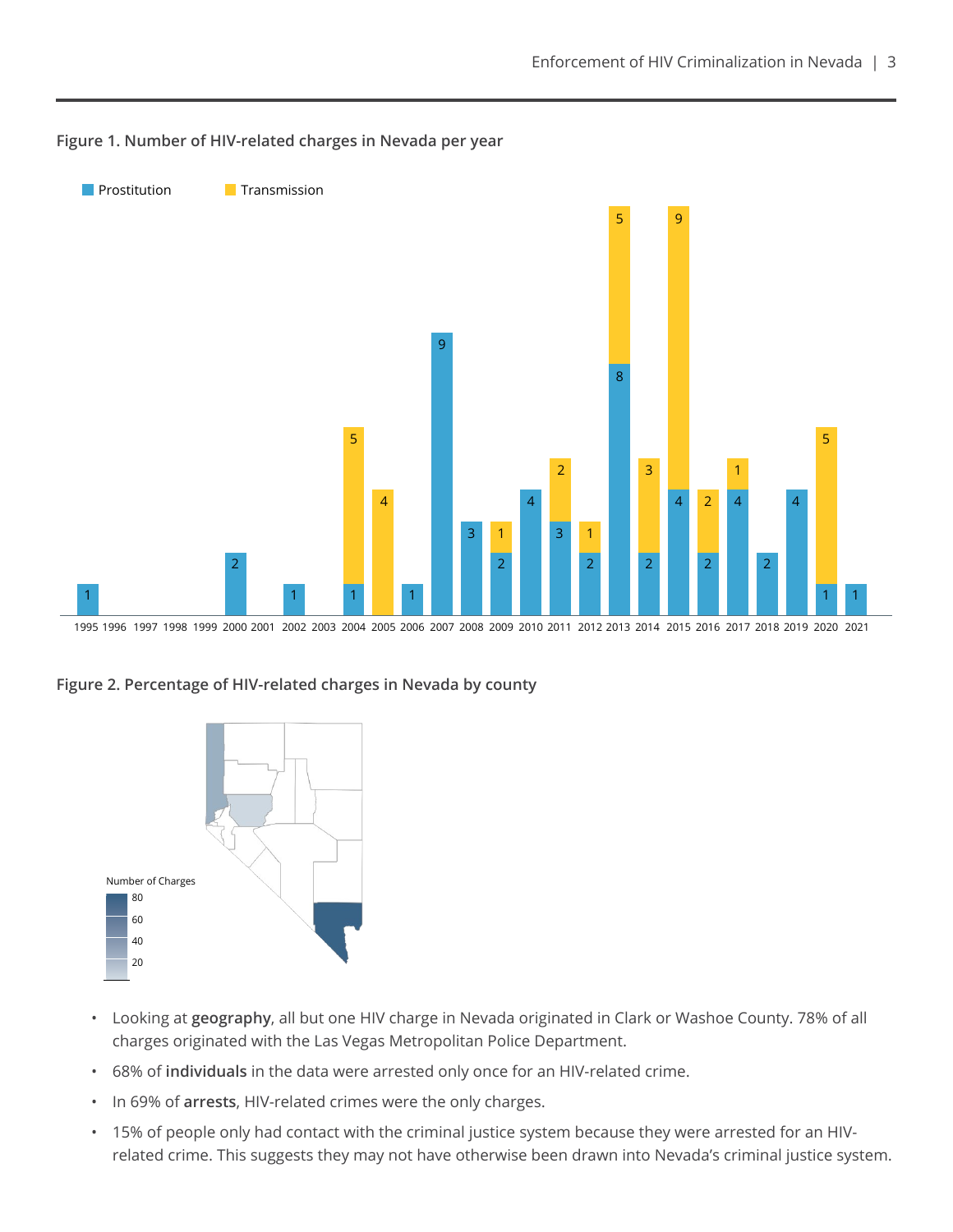**Figure 1. Number of HIV-related charges in Nevada per year**

| Year | Prostitution | Transmission |
|---|---|---|
| 1995 | 1 | |
| 1996 | | |
| 1997 | | |
| 1998 | | |
| 1999 | | |
| 2000 | 2 | |
| 2001 | | |
| 2002 | 1 | |
| 2003 | | |
| 2004 | 1 | 5 |
| 2005 | | 4 |
| 2006 | 1 | |
| 2007 | 9 | |
| 2008 | 3 | |
| 2009 | 2 | 1 |
| 2010 | 4 | |
| 2011 | 3 | 2 |
| 2012 | 2 | 1 |
| 2013 | 8 | 5 |
| 2014 | 2 | 3 |
| 2015 | 4 | 9 |
| 2016 | 2 | 2 |
| 2017 | 4 | 1 |
| 2018 | 2 | |
| 2019 | 4 | |
| 2020 | 1 | 5 |
| 2021 | 1 | |

**Figure 2. Percentage of HIV-related charges in Nevada by county**

Number of Charges: 20, 40, 60, 80

- Looking at **geography**, all but one HIV charge in Nevada originated in Clark or Washoe County. 78% of all charges originated with the Las Vegas Metropolitan Police Department.
- 68% of **individuals** in the data were arrested only once for an HIV-related crime.
- In 69% of **arrests**, HIV-related crimes were the only charges.
- 15% of people only had contact with the criminal justice system because they were arrested for an HIV-related crime. This suggests they may not have otherwise been drawn into Nevada's criminal justice system.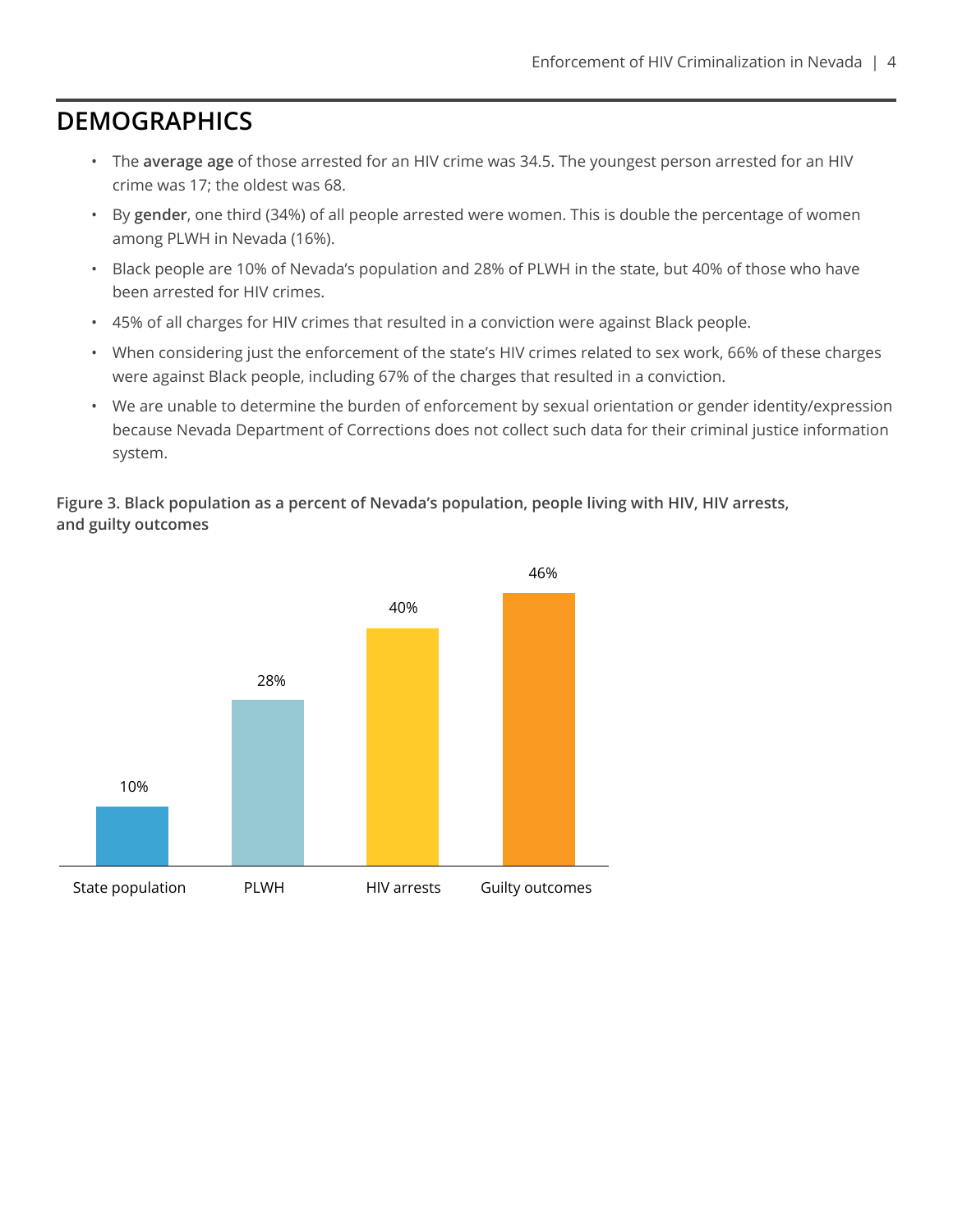## DEMOGRAPHICS

- The **average age** of those arrested for an HIV crime was 34.5. The youngest person arrested for an HIV crime was 17; the oldest was 68.
- By **gender**, one third (34%) of all people arrested were women. This is double the percentage of women among PLWH in Nevada (16%).
- Black people are 10% of Nevada's population and 28% of PLWH in the state, but 40% of those who have been arrested for HIV crimes.
- 45% of all charges for HIV crimes that resulted in a conviction were against Black people.
- When considering just the enforcement of the state's HIV crimes related to sex work, 66% of these charges were against Black people, including 67% of the charges that resulted in a conviction.
- We are unable to determine the burden of enforcement by sexual orientation or gender identity/expression because Nevada Department of Corrections does not collect such data for their criminal justice information system.

**Figure 3. Black population as a percent of Nevada's population, people living with HIV, HIV arrests, and guilty outcomes**

| State population | PLWH | HIV arrests | Guilty outcomes |
|---|---|---|---|
| 10% | 28% | 40% | 46% |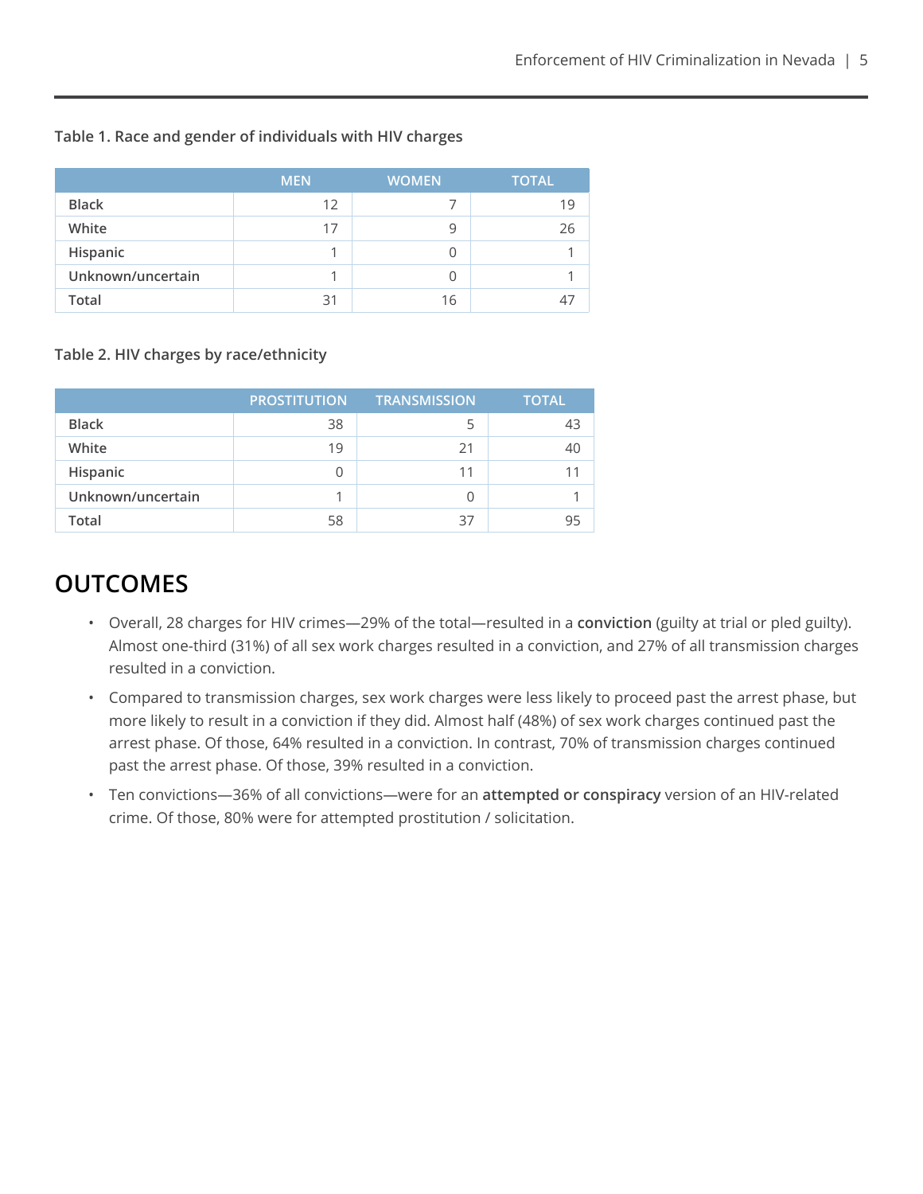**Table 1. Race and gender of individuals with HIV charges**

| | MEN | WOMEN | TOTAL |
|---|---|---|---|
| Black | 12 | 7 | 19 |
| White | 17 | 9 | 26 |
| Hispanic | 1 | 0 | 1 |
| Unknown/uncertain | 1 | 0 | 1 |
| Total | 31 | 16 | 47 |

**Table 2. HIV charges by race/ethnicity**

| | PROSTITUTION | TRANSMISSION | TOTAL |
|---|---|---|---|
| Black | 38 | 5 | 43 |
| White | 19 | 21 | 40 |
| Hispanic | 0 | 11 | 11 |
| Unknown/uncertain | 1 | 0 | 1 |
| Total | 58 | 37 | 95 |

## OUTCOMES

- Overall, 28 charges for HIV crimes—29% of the total—resulted in a **conviction** (guilty at trial or pled guilty). Almost one-third (31%) of all sex work charges resulted in a conviction, and 27% of all transmission charges resulted in a conviction.
- Compared to transmission charges, sex work charges were less likely to proceed past the arrest phase, but more likely to result in a conviction if they did. Almost half (48%) of sex work charges continued past the arrest phase. Of those, 64% resulted in a conviction. In contrast, 70% of transmission charges continued past the arrest phase. Of those, 39% resulted in a conviction.
- Ten convictions—36% of all convictions—were for an **attempted or conspiracy** version of an HIV-related crime. Of those, 80% were for attempted prostitution / solicitation.